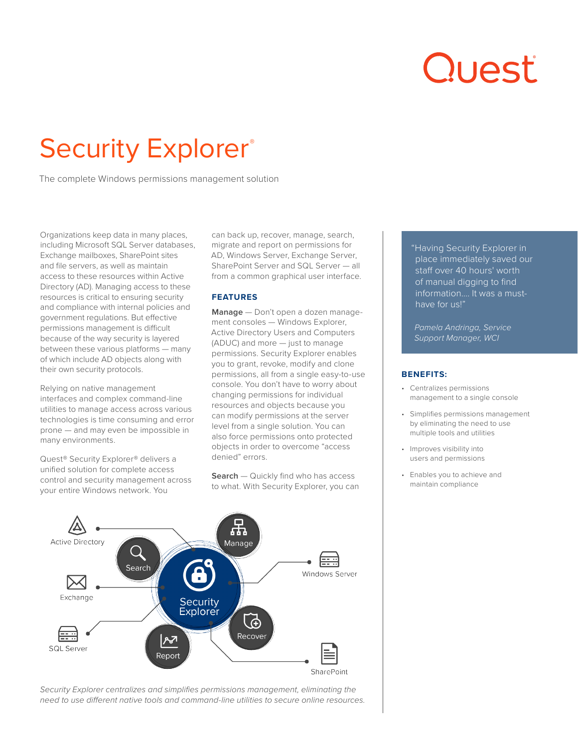# Security Explorer®

The complete Windows permissions management solution

Organizations keep data in many places, including Microsoft SQL Server databases, Exchange mailboxes, SharePoint sites and file servers, as well as maintain access to these resources within Active Directory (AD). Managing access to these resources is critical to ensuring security and compliance with internal policies and government regulations. But effective permissions management is difficult because of the way security is layered between these various platforms — many of which include AD objects along with their own security protocols.

Relying on native management interfaces and complex command-line utilities to manage access across various technologies is time consuming and error prone — and may even be impossible in many environments.

Quest® Security Explorer® delivers a unified solution for complete access control and security management across your entire Windows network. You can back up, recover, manage, search, migrate and report on permissions for AD, Windows Server, Exchange Server, SharePoint Server and SQL Server — all from a common graphical user interface.

## FEATURES

**Manage** — Don't open a dozen management consoles — Windows Explorer, Active Directory Users and Computers (ADUC) and more — just to manage permissions. Security Explorer enables you to grant, revoke, modify and clone permissions, all from a single easy-to-use console. You don't have to worry about changing permissions for individual resources and objects because you can modify permissions at the server level from a single solution. You can also force permissions onto protected objects in order to overcome "access denied" errors.

**Search** — Quickly find who has access to what. With Security Explorer, you can

*Security Explorer centralizes and simplifies permissions management, eliminating the need to use different native tools and command-line utilities to secure online resources.*

> "Having Security Explorer in place immediately saved our staff over 40 hours' worth of manual digging to find information.... It was a must-have for us!"
>
> *Pamela Andringa, Service Support Manager, WCI*

## BENEFITS:

- Centralizes permissions management to a single console
- Simplifies permissions management by eliminating the need to use multiple tools and utilities
- Improves visibility into users and permissions
- Enables you to achieve and maintain compliance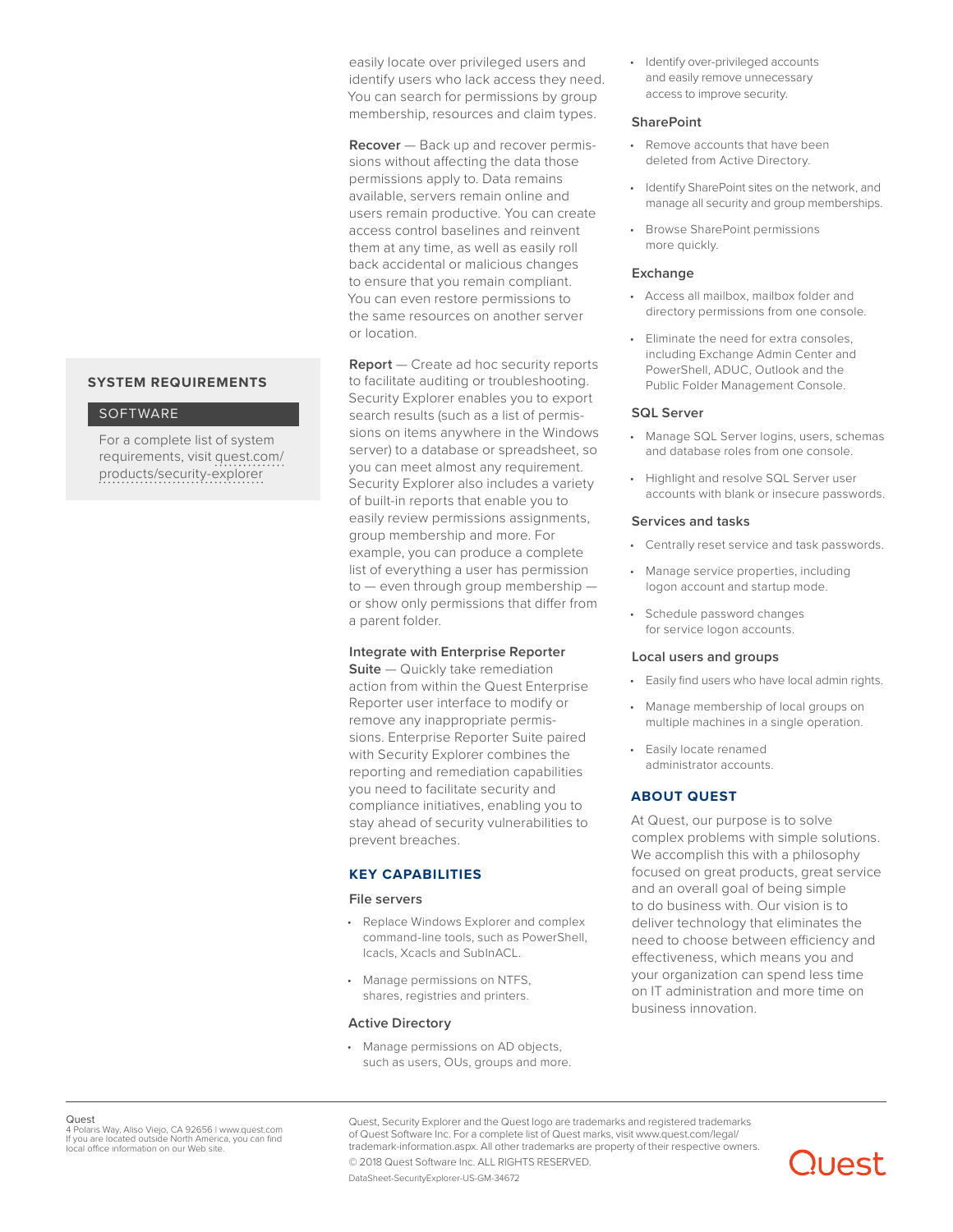easily locate over privileged users and identify users who lack access they need. You can search for permissions by group membership, resources and claim types.

**Recover** — Back up and recover permissions without affecting the data those permissions apply to. Data remains available, servers remain online and users remain productive. You can create access control baselines and reinvent them at any time, as well as easily roll back accidental or malicious changes to ensure that you remain compliant. You can even restore permissions to the same resources on another server or location.

**Report** — Create ad hoc security reports to facilitate auditing or troubleshooting. Security Explorer enables you to export search results (such as a list of permissions on items anywhere in the Windows server) to a database or spreadsheet, so you can meet almost any requirement. Security Explorer also includes a variety of built-in reports that enable you to easily review permissions assignments, group membership and more. For example, you can produce a complete list of everything a user has permission to — even through group membership — or show only permissions that differ from a parent folder.

**Integrate with Enterprise Reporter Suite** — Quickly take remediation action from within the Quest Enterprise Reporter user interface to modify or remove any inappropriate permissions. Enterprise Reporter Suite paired with Security Explorer combines the reporting and remediation capabilities you need to facilitate security and compliance initiatives, enabling you to stay ahead of security vulnerabilities to prevent breaches.

## KEY CAPABILITIES

### File servers

- Replace Windows Explorer and complex command-line tools, such as PowerShell, Icacls, Xcacls and SubInACL.
- Manage permissions on NTFS, shares, registries and printers.

### Active Directory

- Manage permissions on AD objects, such as users, OUs, groups and more.
- Identify over-privileged accounts and easily remove unnecessary access to improve security.

### SharePoint

- Remove accounts that have been deleted from Active Directory.
- Identify SharePoint sites on the network, and manage all security and group memberships.
- Browse SharePoint permissions more quickly.

### Exchange

- Access all mailbox, mailbox folder and directory permissions from one console.
- Eliminate the need for extra consoles, including Exchange Admin Center and PowerShell, ADUC, Outlook and the Public Folder Management Console.

### SQL Server

- Manage SQL Server logins, users, schemas and database roles from one console.
- Highlight and resolve SQL Server user accounts with blank or insecure passwords.

### Services and tasks

- Centrally reset service and task passwords.
- Manage service properties, including logon account and startup mode.
- Schedule password changes for service logon accounts.

### Local users and groups

- Easily find users who have local admin rights.
- Manage membership of local groups on multiple machines in a single operation.
- Easily locate renamed administrator accounts.

## ABOUT QUEST

At Quest, our purpose is to solve complex problems with simple solutions. We accomplish this with a philosophy focused on great products, great service and an overall goal of being simple to do business with. Our vision is to deliver technology that eliminates the need to choose between efficiency and effectiveness, which means you and your organization can spend less time on IT administration and more time on business innovation.

## SYSTEM REQUIREMENTS

### SOFTWARE

For a complete list of system requirements, visit quest.com/products/security-explorer

Quest
4 Polaris Way, Aliso Viejo, CA 92656 | www.quest.com
If you are located outside North America, you can find local office information on our Web site.

Quest, Security Explorer and the Quest logo are trademarks and registered trademarks of Quest Software Inc. For a complete list of Quest marks, visit www.quest.com/legal/trademark-information.aspx. All other trademarks are property of their respective owners.

© 2018 Quest Software Inc. ALL RIGHTS RESERVED.

DataSheet-SecurityExplorer-US-GM-34672

Quest